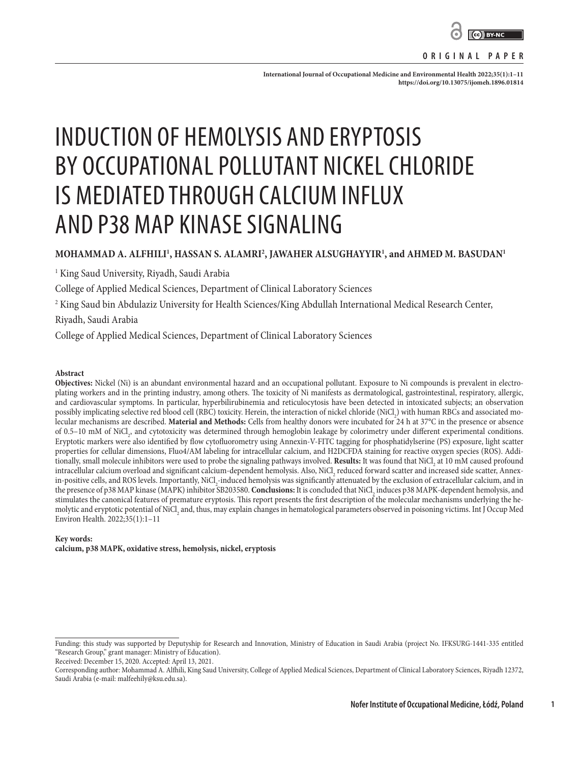ORIGINAL PAPER

# INDUCTION OF HEMOLYSIS AND ERYPTOSIS BY OCCUPATIONAL POLLUTANT NICKEL CHLORIDE IS MEDIATED THROUGH CALCIUM INFLUX AND P38 MAP KINASE SIGNALING

**MOHAMMAD A. ALFHILI[1], HASSAN S. ALAMRI[2], JAWAHER ALSUGHAYYIR[1], and AHMED M. BASUDAN[1]**

[1] King Saud University, Riyadh, Saudi Arabia
College of Applied Medical Sciences, Department of Clinical Laboratory Sciences

[2] King Saud bin Abdulaziz University for Health Sciences/King Abdullah International Medical Research Center, Riyadh, Saudi Arabia
College of Applied Medical Sciences, Department of Clinical Laboratory Sciences

### Abstract

**Objectives:** Nickel (Ni) is an abundant environmental hazard and an occupational pollutant. Exposure to Ni compounds is prevalent in electroplating workers and in the printing industry, among others. The toxicity of Ni manifests as dermatological, gastrointestinal, respiratory, allergic, and cardiovascular symptoms. In particular, hyperbilirubinemia and reticulocytosis have been detected in intoxicated subjects; an observation possibly implicating selective red blood cell (RBC) toxicity. Herein, the interaction of nickel chloride ($NiCl_2$) with human RBCs and associated molecular mechanisms are described. **Material and Methods:** Cells from healthy donors were incubated for 24 h at 37°C in the presence or absence of 0.5–10 mM of $NiCl_2$, and cytotoxicity was determined through hemoglobin leakage by colorimetry under different experimental conditions. Eryptotic markers were also identified by flow cytofluorometry using Annexin-V-FITC tagging for phosphatidylserine (PS) exposure, light scatter properties for cellular dimensions, Fluo4/AM labeling for intracellular calcium, and H2DCFDA staining for reactive oxygen species (ROS). Additionally, small molecule inhibitors were used to probe the signaling pathways involved. **Results:** It was found that $NiCl_2$ at 10 mM caused profound intracellular calcium overload and significant calcium-dependent hemolysis. Also, $NiCl_2$ reduced forward scatter and increased side scatter, Annexin-positive cells, and ROS levels. Importantly, $NiCl_2$-induced hemolysis was significantly attenuated by the exclusion of extracellular calcium, and in the presence of p38 MAP kinase (MAPK) inhibitor SB203580. **Conclusions:** It is concluded that $NiCl_2$ induces p38 MAPK-dependent hemolysis, and stimulates the canonical features of premature eryptosis. This report presents the first description of the molecular mechanisms underlying the hemolytic and eryptotic potential of $NiCl_2$ and, thus, may explain changes in hematological parameters observed in poisoning victims. Int J Occup Med Environ Health. 2022;35(1):1–11

**Key words:**
**calcium, p38 MAPK, oxidative stress, hemolysis, nickel, eryptosis**

---

Funding: this study was supported by Deputyship for Research and Innovation, Ministry of Education in Saudi Arabia (project No. IFKSURG-1441-335 entitled "Research Group," grant manager: Ministry of Education).
Received: December 15, 2020. Accepted: April 13, 2021.
Corresponding author: Mohammad A. Alfhili, King Saud University, College of Applied Medical Sciences, Department of Clinical Laboratory Sciences, Riyadh 12372, Saudi Arabia (e-mail: malfeehily@ksu.edu.sa).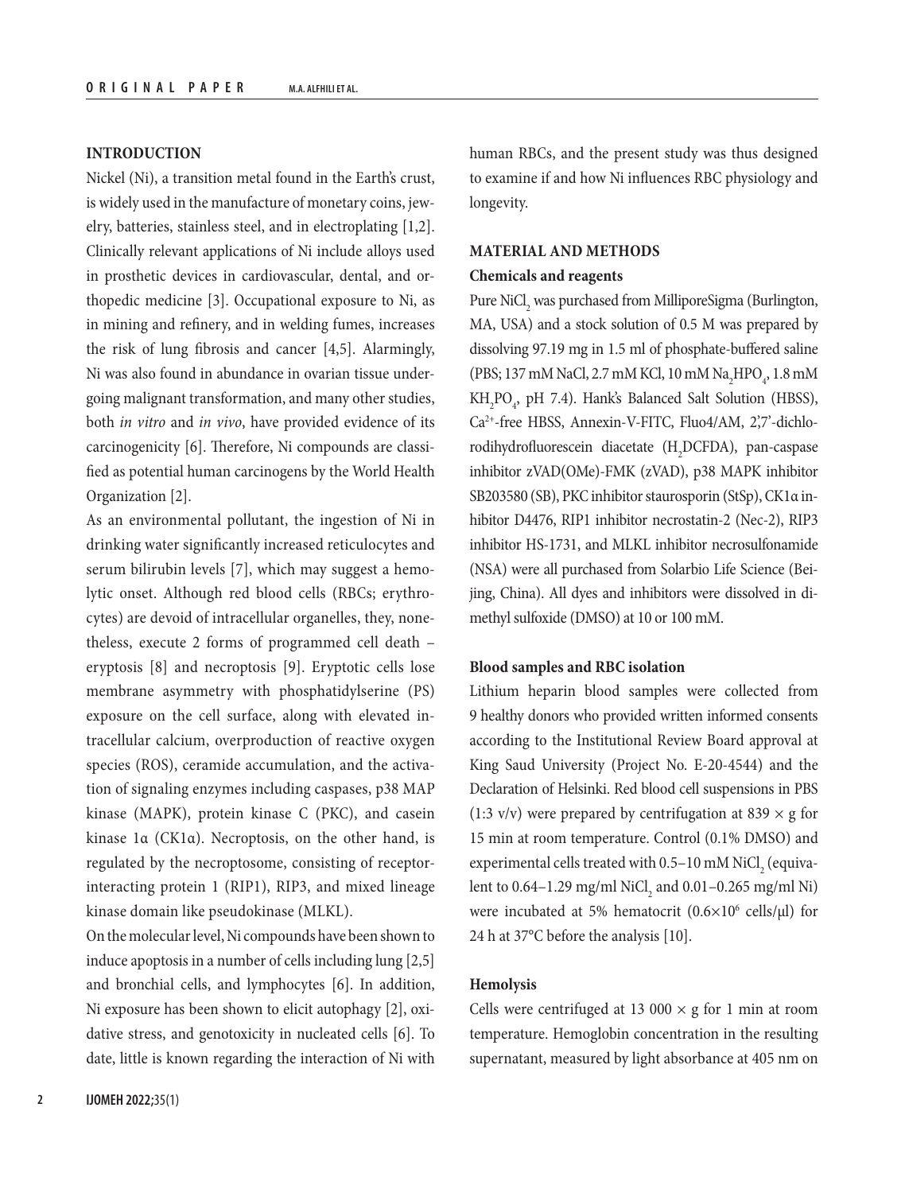## INTRODUCTION

Nickel (Ni), a transition metal found in the Earth's crust, is widely used in the manufacture of monetary coins, jewelry, batteries, stainless steel, and in electroplating [1,2]. Clinically relevant applications of Ni include alloys used in prosthetic devices in cardiovascular, dental, and orthopedic medicine [3]. Occupational exposure to Ni, as in mining and refinery, and in welding fumes, increases the risk of lung fibrosis and cancer [4,5]. Alarmingly, Ni was also found in abundance in ovarian tissue undergoing malignant transformation, and many other studies, both *in vitro* and *in vivo*, have provided evidence of its carcinogenicity [6]. Therefore, Ni compounds are classified as potential human carcinogens by the World Health Organization [2].

As an environmental pollutant, the ingestion of Ni in drinking water significantly increased reticulocytes and serum bilirubin levels [7], which may suggest a hemolytic onset. Although red blood cells (RBCs; erythrocytes) are devoid of intracellular organelles, they, nonetheless, execute 2 forms of programmed cell death – eryptosis [8] and necroptosis [9]. Eryptotic cells lose membrane asymmetry with phosphatidylserine (PS) exposure on the cell surface, along with elevated intracellular calcium, overproduction of reactive oxygen species (ROS), ceramide accumulation, and the activation of signaling enzymes including caspases, p38 MAP kinase (MAPK), protein kinase C (PKC), and casein kinase 1α (CK1α). Necroptosis, on the other hand, is regulated by the necroptosome, consisting of receptor-interacting protein 1 (RIP1), RIP3, and mixed lineage kinase domain like pseudokinase (MLKL).

On the molecular level, Ni compounds have been shown to induce apoptosis in a number of cells including lung [2,5] and bronchial cells, and lymphocytes [6]. In addition, Ni exposure has been shown to elicit autophagy [2], oxidative stress, and genotoxicity in nucleated cells [6]. To date, little is known regarding the interaction of Ni with human RBCs, and the present study was thus designed to examine if and how Ni influences RBC physiology and longevity.

## MATERIAL AND METHODS

### Chemicals and reagents

Pure $NiCl_2$ was purchased from MilliporeSigma (Burlington, MA, USA) and a stock solution of 0.5 M was prepared by dissolving 97.19 mg in 1.5 ml of phosphate-buffered saline (PBS; 137 mM NaCl, 2.7 mM KCl, 10 mM $Na_2HPO_4$, 1.8 mM $KH_2PO_4$, pH 7.4). Hank's Balanced Salt Solution (HBSS), $Ca^{2+}$-free HBSS, Annexin-V-FITC, Fluo4/AM, 2',7'-dichlorodihydrofluorescein diacetate ($H_2DCFDA$), pan-caspase inhibitor zVAD(OMe)-FMK (zVAD), p38 MAPK inhibitor SB203580 (SB), PKC inhibitor staurosporin (StSp), CK1α inhibitor D4476, RIP1 inhibitor necrostatin-2 (Nec-2), RIP3 inhibitor HS-1731, and MLKL inhibitor necrosulfonamide (NSA) were all purchased from Solarbio Life Science (Beijing, China). All dyes and inhibitors were dissolved in dimethyl sulfoxide (DMSO) at 10 or 100 mM.

### Blood samples and RBC isolation

Lithium heparin blood samples were collected from 9 healthy donors who provided written informed consents according to the Institutional Review Board approval at King Saud University (Project No. E-20-4544) and the Declaration of Helsinki. Red blood cell suspensions in PBS (1:3 v/v) were prepared by centrifugation at 839 × g for 15 min at room temperature. Control (0.1% DMSO) and experimental cells treated with 0.5–10 mM $NiCl_2$ (equivalent to 0.64–1.29 mg/ml $NiCl_2$ and 0.01–0.265 mg/ml Ni) were incubated at 5% hematocrit ($0.6 \times 10^6$ cells/μl) for 24 h at 37°C before the analysis [10].

### Hemolysis

Cells were centrifuged at 13 000 × g for 1 min at room temperature. Hemoglobin concentration in the resulting supernatant, measured by light absorbance at 405 nm on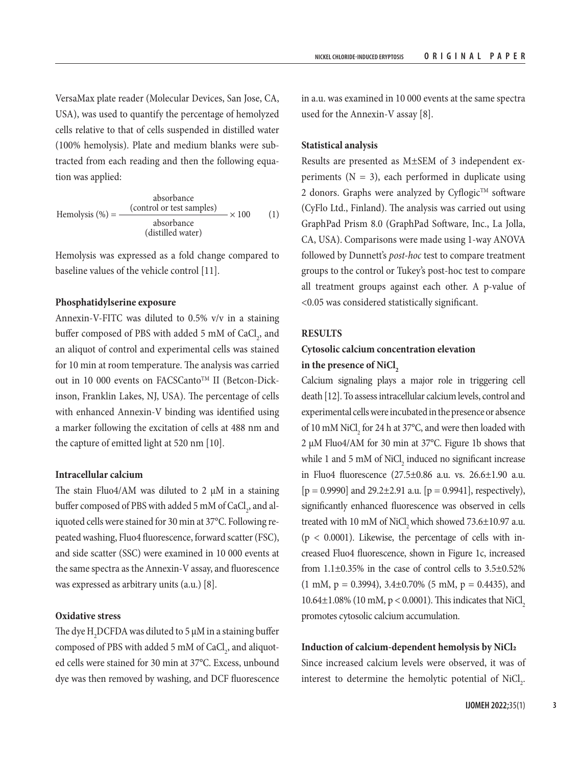VersaMax plate reader (Molecular Devices, San Jose, CA, USA), was used to quantify the percentage of hemolyzed cells relative to that of cells suspended in distilled water (100% hemolysis). Plate and medium blanks were subtracted from each reading and then the following equation was applied:

$$\text{Hemolysis (\%)} = \frac{\text{absorbance (control or test samples)}}{\text{absorbance (distilled water)}} \times 100 \qquad (1)$$

Hemolysis was expressed as a fold change compared to baseline values of the vehicle control [11].

### Phosphatidylserine exposure

Annexin-V-FITC was diluted to 0.5% v/v in a staining buffer composed of PBS with added 5 mM of $CaCl_2$, and an aliquot of control and experimental cells was stained for 10 min at room temperature. The analysis was carried out in 10 000 events on FACSCanto™ II (Betcon-Dickinson, Franklin Lakes, NJ, USA). The percentage of cells with enhanced Annexin-V binding was identified using a marker following the excitation of cells at 488 nm and the capture of emitted light at 520 nm [10].

### Intracellular calcium

The stain Fluo4/AM was diluted to 2 μM in a staining buffer composed of PBS with added 5 mM of $CaCl_2$, and aliquoted cells were stained for 30 min at 37°C. Following repeated washing, Fluo4 fluorescence, forward scatter (FSC), and side scatter (SSC) were examined in 10 000 events at the same spectra as the Annexin-V assay, and fluorescence was expressed as arbitrary units (a.u.) [8].

### Oxidative stress

The dye $H_2$DCFDA was diluted to 5 μM in a staining buffer composed of PBS with added 5 mM of $CaCl_2$, and aliquoted cells were stained for 30 min at 37°C. Excess, unbound dye was then removed by washing, and DCF fluorescence in a.u. was examined in 10 000 events at the same spectra used for the Annexin-V assay [8].

### Statistical analysis

Results are presented as M±SEM of 3 independent experiments (N = 3), each performed in duplicate using 2 donors. Graphs were analyzed by Cyflogic™ software (CyFlo Ltd., Finland). The analysis was carried out using GraphPad Prism 8.0 (GraphPad Software, Inc., La Jolla, CA, USA). Comparisons were made using 1-way ANOVA followed by Dunnett's *post-hoc* test to compare treatment groups to the control or Tukey's post-hoc test to compare all treatment groups against each other. A p-value of <0.05 was considered statistically significant.

## RESULTS

### Cytosolic calcium concentration elevation in the presence of $NiCl_2$

Calcium signaling plays a major role in triggering cell death [12]. To assess intracellular calcium levels, control and experimental cells were incubated in the presence or absence of 10 mM $NiCl_2$ for 24 h at 37°C, and were then loaded with 2 μM Fluo4/AM for 30 min at 37°C. Figure 1b shows that while 1 and 5 mM of $NiCl_2$ induced no significant increase in Fluo4 fluorescence (27.5±0.86 a.u. vs. 26.6±1.90 a.u. [$p = 0.9990$] and 29.2±2.91 a.u. [$p = 0.9941$], respectively), significantly enhanced fluorescence was observed in cells treated with 10 mM of $NiCl_2$ which showed 73.6±10.97 a.u. ($p < 0.0001$). Likewise, the percentage of cells with increased Fluo4 fluorescence, shown in Figure 1c, increased from 1.1±0.35% in the case of control cells to 3.5±0.52% (1 mM, $p = 0.3994$), 3.4±0.70% (5 mM, $p = 0.4435$), and 10.64±1.08% (10 mM, $p < 0.0001$). This indicates that $NiCl_2$ promotes cytosolic calcium accumulation.

### Induction of calcium-dependent hemolysis by $NiCl_2$

Since increased calcium levels were observed, it was of interest to determine the hemolytic potential of $NiCl_2$.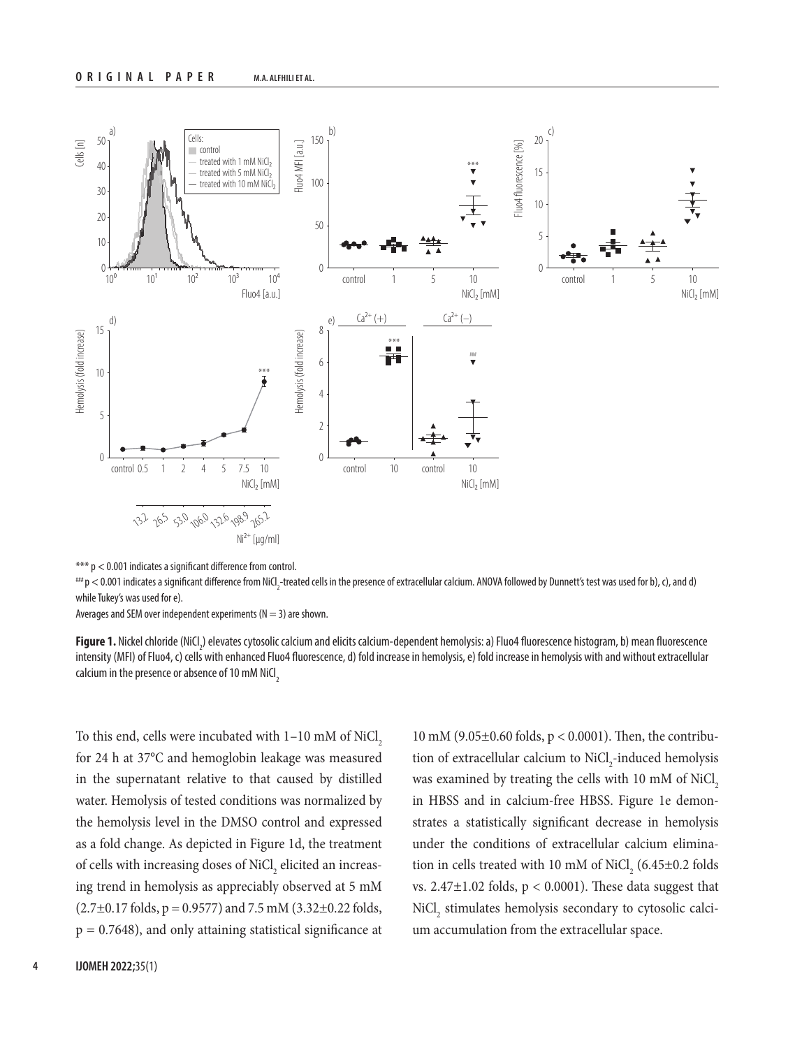*** $p < 0.001$ indicates a significant difference from control.

### $p < 0.001$ indicates a significant difference from $NiCl_2$-treated cells in the presence of extracellular calcium. ANOVA followed by Dunnett's test was used for b), c), and d) while Tukey's was used for e).

Averages and SEM over independent experiments (N = 3) are shown.

**Figure 1.** Nickel chloride ($NiCl_2$) elevates cytosolic calcium and elicits calcium-dependent hemolysis: a) Fluo4 fluorescence histogram, b) mean fluorescence intensity (MFI) of Fluo4, c) cells with enhanced Fluo4 fluorescence, d) fold increase in hemolysis, e) fold increase in hemolysis with and without extracellular calcium in the presence or absence of 10 mM $NiCl_2$

To this end, cells were incubated with 1–10 mM of $NiCl_2$ for 24 h at 37°C and hemoglobin leakage was measured in the supernatant relative to that caused by distilled water. Hemolysis of tested conditions was normalized by the hemolysis level in the DMSO control and expressed as a fold change. As depicted in Figure 1d, the treatment of cells with increasing doses of $NiCl_2$ elicited an increasing trend in hemolysis as appreciably observed at 5 mM (2.7±0.17 folds, $p = 0.9577$) and 7.5 mM (3.32±0.22 folds, $p = 0.7648$), and only attaining statistical significance at 10 mM (9.05±0.60 folds, $p < 0.0001$). Then, the contribution of extracellular calcium to $NiCl_2$-induced hemolysis was examined by treating the cells with 10 mM of $NiCl_2$ in HBSS and in calcium-free HBSS. Figure 1e demonstrates a statistically significant decrease in hemolysis under the conditions of extracellular calcium elimination in cells treated with 10 mM of $NiCl_2$ (6.45±0.2 folds vs. 2.47±1.02 folds, $p < 0.0001$). These data suggest that $NiCl_2$ stimulates hemolysis secondary to cytosolic calcium accumulation from the extracellular space.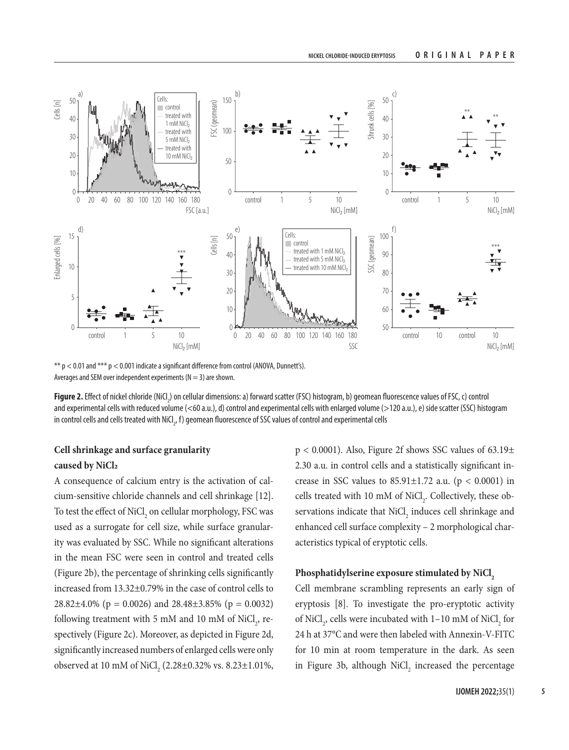** $p < 0.01$ and *** $p < 0.001$ indicate a significant difference from control (ANOVA, Dunnett's).
Averages and SEM over independent experiments ($N = 3$) are shown.

**Figure 2.** Effect of nickel chloride ($NiCl_2$) on cellular dimensions: a) forward scatter (FSC) histogram, b) geomean fluorescence values of FSC, c) control and experimental cells with reduced volume (<60 a.u.), d) control and experimental cells with enlarged volume (>120 a.u.), e) side scatter (SSC) histogram in control cells and cells treated with $NiCl_2$, f) geomean fluorescence of SSC values of control and experimental cells

### Cell shrinkage and surface granularity caused by $NiCl_2$

A consequence of calcium entry is the activation of calcium-sensitive chloride channels and cell shrinkage [12]. To test the effect of $NiCl_2$ on cellular morphology, FSC was used as a surrogate for cell size, while surface granularity was evaluated by SSC. While no significant alterations in the mean FSC were seen in control and treated cells (Figure 2b), the percentage of shrinking cells significantly increased from 13.32±0.79% in the case of control cells to 28.82±4.0% ($p = 0.0026$) and 28.48±3.85% ($p = 0.0032$) following treatment with 5 mM and 10 mM of $NiCl_2$, respectively (Figure 2c). Moreover, as depicted in Figure 2d, significantly increased numbers of enlarged cells were only observed at 10 mM of $NiCl_2$ (2.28±0.32% vs. 8.23±1.01%, $p < 0.0001$). Also, Figure 2f shows SSC values of 63.19±2.30 a.u. in control cells and a statistically significant increase in SSC values to 85.91±1.72 a.u. ($p < 0.0001$) in cells treated with 10 mM of $NiCl_2$. Collectively, these observations indicate that $NiCl_2$ induces cell shrinkage and enhanced cell surface complexity – 2 morphological characteristics typical of eryptotic cells.

### Phosphatidylserine exposure stimulated by $NiCl_2$

Cell membrane scrambling represents an early sign of eryptosis [8]. To investigate the pro-eryptotic activity of $NiCl_2$, cells were incubated with 1–10 mM of $NiCl_2$ for 24 h at 37°C and were then labeled with Annexin-V-FITC for 10 min at room temperature in the dark. As seen in Figure 3b, although $NiCl_2$ increased the percentage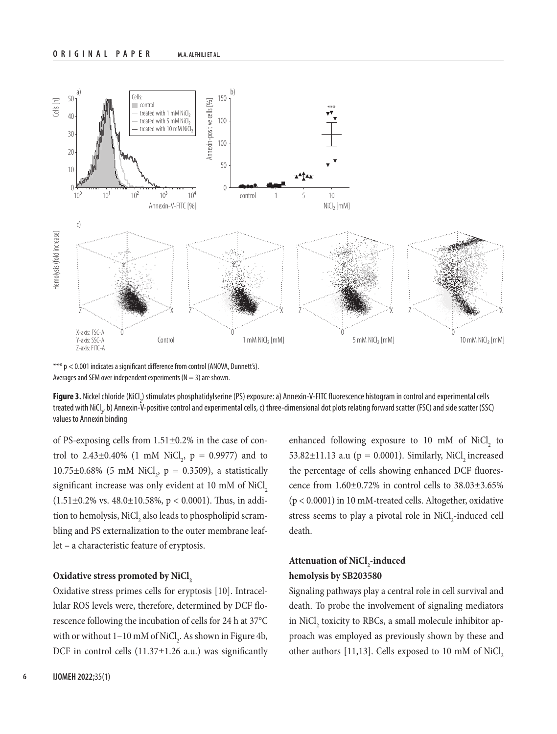*** $p < 0.001$ indicates a significant difference from control (ANOVA, Dunnett's).
Averages and SEM over independent experiments ($N = 3$) are shown.

**Figure 3.** Nickel chloride ($NiCl_2$) stimulates phosphatidylserine (PS) exposure: a) Annexin-V-FITC fluorescence histogram in control and experimental cells treated with $NiCl_2$, b) Annexin-V-positive control and experimental cells, c) three-dimensional dot plots relating forward scatter (FSC) and side scatter (SSC) values to Annexin binding

of PS-exposing cells from 1.51±0.2% in the case of control to 2.43±0.40% (1 mM $NiCl_2$, $p = 0.9977$) and to 10.75±0.68% (5 mM $NiCl_2$, $p = 0.3509$), a statistically significant increase was only evident at 10 mM of $NiCl_2$ (1.51±0.2% vs. 48.0±10.58%, $p < 0.0001$). Thus, in addition to hemolysis, $NiCl_2$ also leads to phospholipid scrambling and PS externalization to the outer membrane leaflet – a characteristic feature of eryptosis.

### Oxidative stress promoted by $NiCl_2$

Oxidative stress primes cells for eryptosis [10]. Intracellular ROS levels were, therefore, determined by DCF florescence following the incubation of cells for 24 h at 37°C with or without 1–10 mM of $NiCl_2$. As shown in Figure 4b, DCF in control cells (11.37±1.26 a.u.) was significantly enhanced following exposure to 10 mM of $NiCl_2$ to 53.82±11.13 a.u ($p = 0.0001$). Similarly, $NiCl_2$ increased the percentage of cells showing enhanced DCF fluorescence from 1.60±0.72% in control cells to 38.03±3.65% ($p < 0.0001$) in 10 mM-treated cells. Altogether, oxidative stress seems to play a pivotal role in $NiCl_2$-induced cell death.

### Attenuation of $NiCl_2$-induced hemolysis by SB203580

Signaling pathways play a central role in cell survival and death. To probe the involvement of signaling mediators in $NiCl_2$ toxicity to RBCs, a small molecule inhibitor approach was employed as previously shown by these and other authors [11,13]. Cells exposed to 10 mM of $NiCl_2$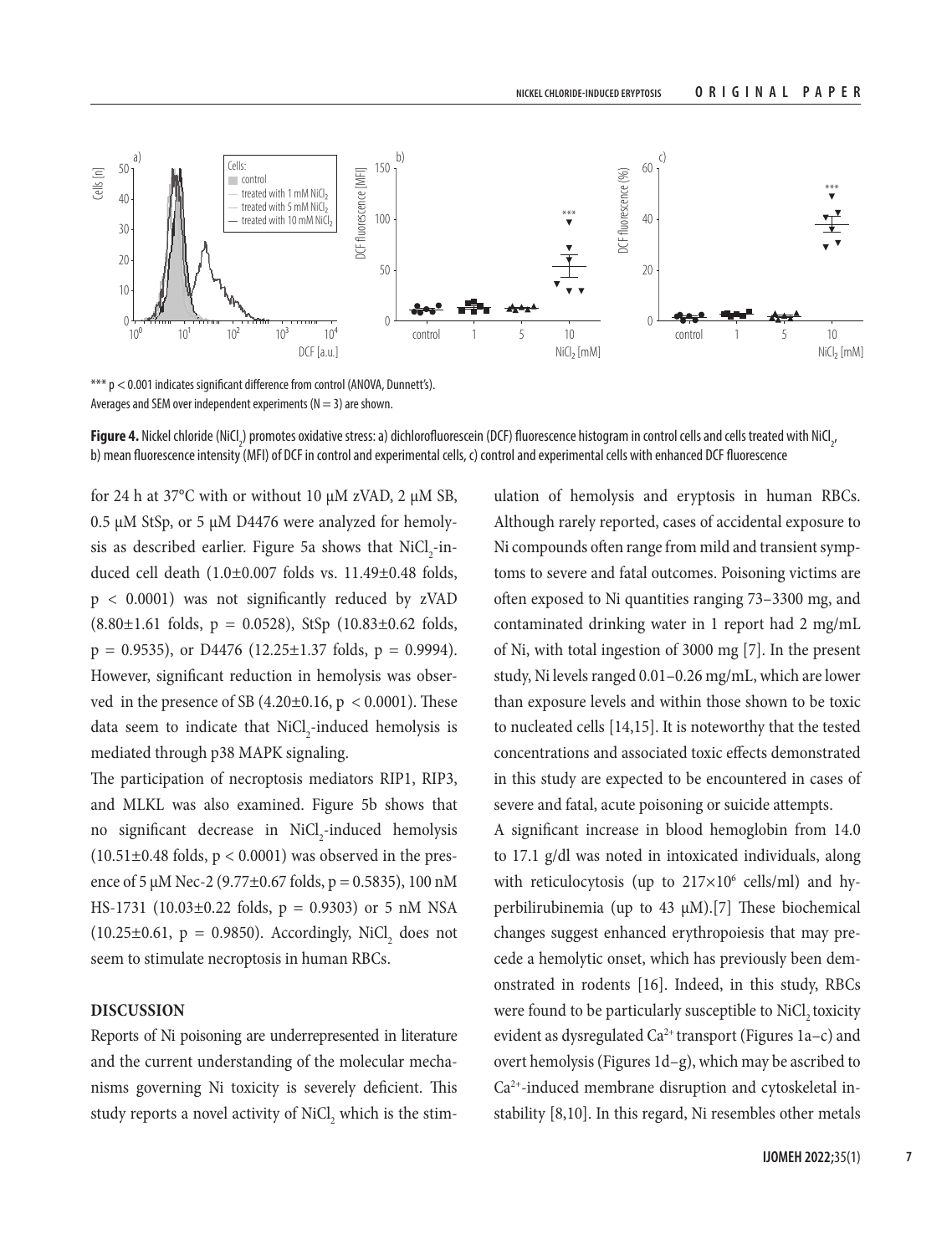*** p < 0.001 indicates significant difference from control (ANOVA, Dunnett's).
Averages and SEM over independent experiments (N = 3) are shown.

**Figure 4.** Nickel chloride ($NiCl_2$) promotes oxidative stress: a) dichlorofluorescein (DCF) fluorescence histogram in control cells and cells treated with $NiCl_2$, b) mean fluorescence intensity (MFI) of DCF in control and experimental cells, c) control and experimental cells with enhanced DCF fluorescence

for 24 h at 37°C with or without 10 μM zVAD, 2 μM SB, 0.5 μM StSp, or 5 μM D4476 were analyzed for hemolysis as described earlier. Figure 5a shows that $NiCl_2$-induced cell death (1.0±0.007 folds vs. 11.49±0.48 folds, $p < 0.0001$) was not significantly reduced by zVAD (8.80±1.61 folds, $p = 0.0528$), StSp (10.83±0.62 folds, $p = 0.9535$), or D4476 (12.25±1.37 folds, $p = 0.9994$). However, significant reduction in hemolysis was observed in the presence of SB (4.20±0.16, $p < 0.0001$). These data seem to indicate that $NiCl_2$-induced hemolysis is mediated through p38 MAPK signaling.

The participation of necroptosis mediators RIP1, RIP3, and MLKL was also examined. Figure 5b shows that no significant decrease in $NiCl_2$-induced hemolysis (10.51±0.48 folds, $p < 0.0001$) was observed in the presence of 5 μM Nec-2 (9.77±0.67 folds, $p = 0.5835$), 100 nM HS-1731 (10.03±0.22 folds, $p = 0.9303$) or 5 nM NSA (10.25±0.61, $p = 0.9850$). Accordingly, $NiCl_2$ does not seem to stimulate necroptosis in human RBCs.

## DISCUSSION

Reports of Ni poisoning are underrepresented in literature and the current understanding of the molecular mechanisms governing Ni toxicity is severely deficient. This study reports a novel activity of $NiCl_2$ which is the stimulation of hemolysis and eryptosis in human RBCs. Although rarely reported, cases of accidental exposure to Ni compounds often range from mild and transient symptoms to severe and fatal outcomes. Poisoning victims are often exposed to Ni quantities ranging 73–3300 mg, and contaminated drinking water in 1 report had 2 mg/mL of Ni, with total ingestion of 3000 mg [7]. In the present study, Ni levels ranged 0.01–0.26 mg/mL, which are lower than exposure levels and within those shown to be toxic to nucleated cells [14,15]. It is noteworthy that the tested concentrations and associated toxic effects demonstrated in this study are expected to be encountered in cases of severe and fatal, acute poisoning or suicide attempts.

A significant increase in blood hemoglobin from 14.0 to 17.1 g/dl was noted in intoxicated individuals, along with reticulocytosis (up to $217 \times 10^6$ cells/ml) and hyperbilirubinemia (up to 43 μM).[7] These biochemical changes suggest enhanced erythropoiesis that may precede a hemolytic onset, which has previously been demonstrated in rodents [16]. Indeed, in this study, RBCs were found to be particularly susceptible to $NiCl_2$ toxicity evident as dysregulated $Ca^{2+}$ transport (Figures 1a–c) and overt hemolysis (Figures 1d–g), which may be ascribed to $Ca^{2+}$-induced membrane disruption and cytoskeletal instability [8,10]. In this regard, Ni resembles other metals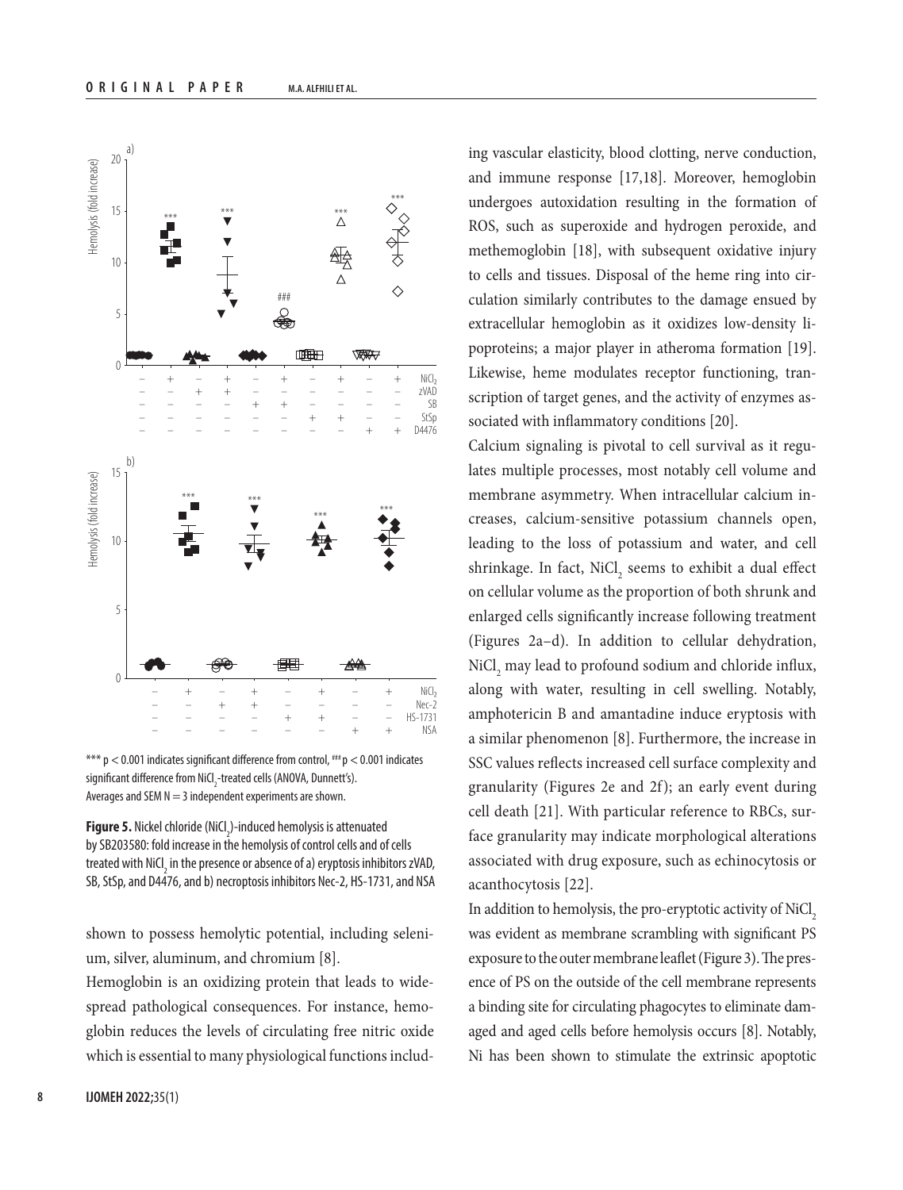*** $p < 0.001$ indicates significant difference from control, ### $p < 0.001$ indicates significant difference from $NiCl_2$-treated cells (ANOVA, Dunnett's).
Averages and SEM N = 3 independent experiments are shown.

**Figure 5.** Nickel chloride ($NiCl_2$)-induced hemolysis is attenuated by SB203580: fold increase in the hemolysis of control cells and of cells treated with $NiCl_2$ in the presence or absence of a) eryptosis inhibitors zVAD, SB, StSp, and D4476, and b) necroptosis inhibitors Nec-2, HS-1731, and NSA

shown to possess hemolytic potential, including selenium, silver, aluminum, and chromium [8].

Hemoglobin is an oxidizing protein that leads to widespread pathological consequences. For instance, hemoglobin reduces the levels of circulating free nitric oxide which is essential to many physiological functions including vascular elasticity, blood clotting, nerve conduction, and immune response [17,18]. Moreover, hemoglobin undergoes autoxidation resulting in the formation of ROS, such as superoxide and hydrogen peroxide, and methemoglobin [18], with subsequent oxidative injury to cells and tissues. Disposal of the heme ring into circulation similarly contributes to the damage ensued by extracellular hemoglobin as it oxidizes low-density lipoproteins; a major player in atheroma formation [19]. Likewise, heme modulates receptor functioning, transcription of target genes, and the activity of enzymes associated with inflammatory conditions [20].

Calcium signaling is pivotal to cell survival as it regulates multiple processes, most notably cell volume and membrane asymmetry. When intracellular calcium increases, calcium-sensitive potassium channels open, leading to the loss of potassium and water, and cell shrinkage. In fact, $NiCl_2$ seems to exhibit a dual effect on cellular volume as the proportion of both shrunk and enlarged cells significantly increase following treatment (Figures 2a–d). In addition to cellular dehydration, $NiCl_2$ may lead to profound sodium and chloride influx, along with water, resulting in cell swelling. Notably, amphotericin B and amantadine induce eryptosis with a similar phenomenon [8]. Furthermore, the increase in SSC values reflects increased cell surface complexity and granularity (Figures 2e and 2f); an early event during cell death [21]. With particular reference to RBCs, surface granularity may indicate morphological alterations associated with drug exposure, such as echinocytosis or acanthocytosis [22].

In addition to hemolysis, the pro-eryptotic activity of $NiCl_2$ was evident as membrane scrambling with significant PS exposure to the outer membrane leaflet (Figure 3). The presence of PS on the outside of the cell membrane represents a binding site for circulating phagocytes to eliminate damaged and aged cells before hemolysis occurs [8]. Notably, Ni has been shown to stimulate the extrinsic apoptotic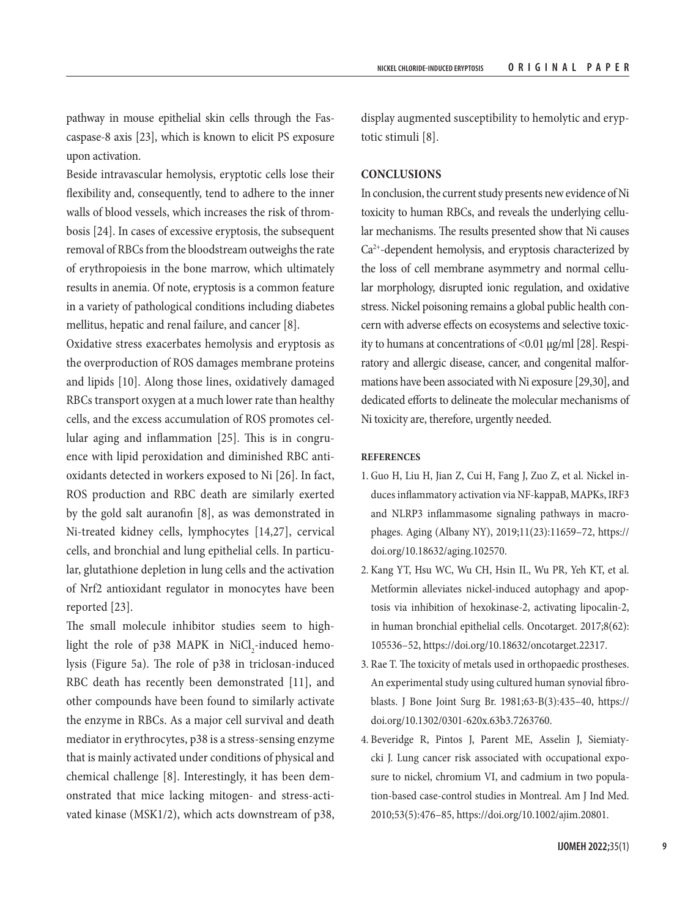pathway in mouse epithelial skin cells through the Fas-caspase-8 axis [23], which is known to elicit PS exposure upon activation.

Beside intravascular hemolysis, eryptotic cells lose their flexibility and, consequently, tend to adhere to the inner walls of blood vessels, which increases the risk of thrombosis [24]. In cases of excessive eryptosis, the subsequent removal of RBCs from the bloodstream outweighs the rate of erythropoiesis in the bone marrow, which ultimately results in anemia. Of note, eryptosis is a common feature in a variety of pathological conditions including diabetes mellitus, hepatic and renal failure, and cancer [8].

Oxidative stress exacerbates hemolysis and eryptosis as the overproduction of ROS damages membrane proteins and lipids [10]. Along those lines, oxidatively damaged RBCs transport oxygen at a much lower rate than healthy cells, and the excess accumulation of ROS promotes cellular aging and inflammation [25]. This is in congruence with lipid peroxidation and diminished RBC antioxidants detected in workers exposed to Ni [26]. In fact, ROS production and RBC death are similarly exerted by the gold salt auranofin [8], as was demonstrated in Ni-treated kidney cells, lymphocytes [14,27], cervical cells, and bronchial and lung epithelial cells. In particular, glutathione depletion in lung cells and the activation of Nrf2 antioxidant regulator in monocytes have been reported [23].

The small molecule inhibitor studies seem to highlight the role of p38 MAPK in $NiCl_2$-induced hemolysis (Figure 5a). The role of p38 in triclosan-induced RBC death has recently been demonstrated [11], and other compounds have been found to similarly activate the enzyme in RBCs. As a major cell survival and death mediator in erythrocytes, p38 is a stress-sensing enzyme that is mainly activated under conditions of physical and chemical challenge [8]. Interestingly, it has been demonstrated that mice lacking mitogen- and stress-activated kinase (MSK1/2), which acts downstream of p38, display augmented susceptibility to hemolytic and eryptotic stimuli [8].

## CONCLUSIONS

In conclusion, the current study presents new evidence of Ni toxicity to human RBCs, and reveals the underlying cellular mechanisms. The results presented show that Ni causes $Ca^{2+}$-dependent hemolysis, and eryptosis characterized by the loss of cell membrane asymmetry and normal cellular morphology, disrupted ionic regulation, and oxidative stress. Nickel poisoning remains a global public health concern with adverse effects on ecosystems and selective toxicity to humans at concentrations of <0.01 μg/ml [28]. Respiratory and allergic disease, cancer, and congenital malformations have been associated with Ni exposure [29,30], and dedicated efforts to delineate the molecular mechanisms of Ni toxicity are, therefore, urgently needed.

## REFERENCES

1. Guo H, Liu H, Jian Z, Cui H, Fang J, Zuo Z, et al. Nickel induces inflammatory activation via NF-kappaB, MAPKs, IRF3 and NLRP3 inflammasome signaling pathways in macrophages. Aging (Albany NY), 2019;11(23):11659–72, https://doi.org/10.18632/aging.102570.
2. Kang YT, Hsu WC, Wu CH, Hsin IL, Wu PR, Yeh KT, et al. Metformin alleviates nickel-induced autophagy and apoptosis via inhibition of hexokinase-2, activating lipocalin-2, in human bronchial epithelial cells. Oncotarget. 2017;8(62):105536–52, https://doi.org/10.18632/oncotarget.22317.
3. Rae T. The toxicity of metals used in orthopaedic prostheses. An experimental study using cultured human synovial fibroblasts. J Bone Joint Surg Br. 1981;63-B(3):435–40, https://doi.org/10.1302/0301-620x.63b3.7263760.
4. Beveridge R, Pintos J, Parent ME, Asselin J, Siemiatycki J. Lung cancer risk associated with occupational exposure to nickel, chromium VI, and cadmium in two population-based case-control studies in Montreal. Am J Ind Med. 2010;53(5):476–85, https://doi.org/10.1002/ajim.20801.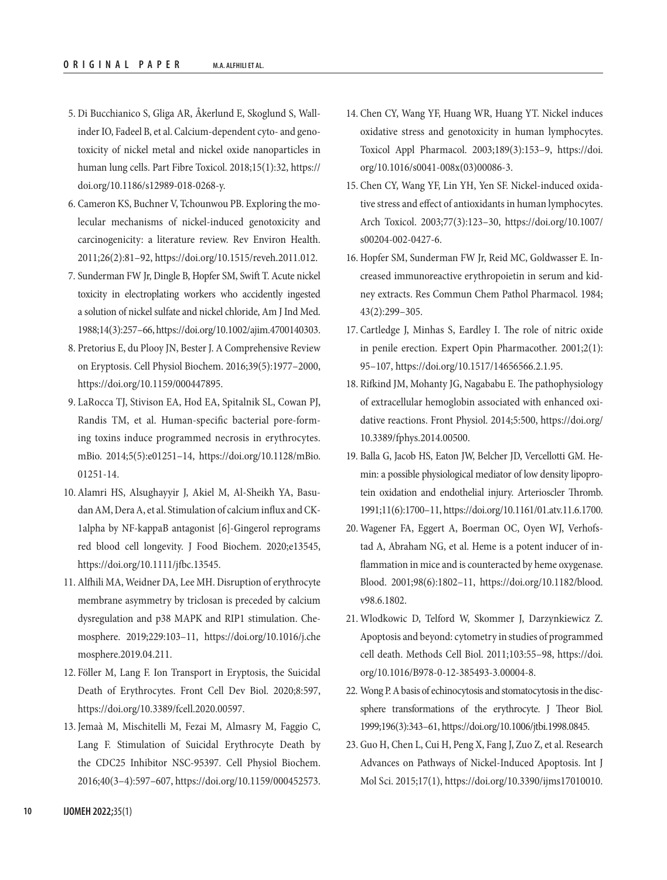5. Di Bucchianico S, Gliga AR, Åkerlund E, Skoglund S, Wallinder IO, Fadeel B, et al. Calcium-dependent cyto- and genotoxicity of nickel metal and nickel oxide nanoparticles in human lung cells. Part Fibre Toxicol. 2018;15(1):32, https://doi.org/10.1186/s12989-018-0268-y.
6. Cameron KS, Buchner V, Tchounwou PB. Exploring the molecular mechanisms of nickel-induced genotoxicity and carcinogenicity: a literature review. Rev Environ Health. 2011;26(2):81–92, https://doi.org/10.1515/reveh.2011.012.
7. Sunderman FW Jr, Dingle B, Hopfer SM, Swift T. Acute nickel toxicity in electroplating workers who accidently ingested a solution of nickel sulfate and nickel chloride, Am J Ind Med. 1988;14(3):257–66, https://doi.org/10.1002/ajim.4700140303.
8. Pretorius E, du Plooy JN, Bester J. A Comprehensive Review on Eryptosis. Cell Physiol Biochem. 2016;39(5):1977–2000, https://doi.org/10.1159/000447895.
9. LaRocca TJ, Stivison EA, Hod EA, Spitalnik SL, Cowan PJ, Randis TM, et al. Human-specific bacterial pore-forming toxins induce programmed necrosis in erythrocytes. mBio. 2014;5(5):e01251–14, https://doi.org/10.1128/mBio.01251-14.
10. Alamri HS, Alsughayyir J, Akiel M, Al-Sheikh YA, Basudan AM, Dera A, et al. Stimulation of calcium influx and CK-1alpha by NF-kappaB antagonist [6]-Gingerol reprograms red blood cell longevity. J Food Biochem. 2020;e13545, https://doi.org/10.1111/jfbc.13545.
11. Alfhili MA, Weidner DA, Lee MH. Disruption of erythrocyte membrane asymmetry by triclosan is preceded by calcium dysregulation and p38 MAPK and RIP1 stimulation. Chemosphere. 2019;229:103–11, https://doi.org/10.1016/j.chemosphere.2019.04.211.
12. Föller M, Lang F. Ion Transport in Eryptosis, the Suicidal Death of Erythrocytes. Front Cell Dev Biol. 2020;8:597, https://doi.org/10.3389/fcell.2020.00597.
13. Jemaà M, Mischitelli M, Fezai M, Almasry M, Faggio C, Lang F. Stimulation of Suicidal Erythrocyte Death by the CDC25 Inhibitor NSC-95397. Cell Physiol Biochem. 2016;40(3–4):597–607, https://doi.org/10.1159/000452573.
14. Chen CY, Wang YF, Huang WR, Huang YT. Nickel induces oxidative stress and genotoxicity in human lymphocytes. Toxicol Appl Pharmacol. 2003;189(3):153–9, https://doi.org/10.1016/s0041-008x(03)00086-3.
15. Chen CY, Wang YF, Lin YH, Yen SF. Nickel-induced oxidative stress and effect of antioxidants in human lymphocytes. Arch Toxicol. 2003;77(3):123–30, https://doi.org/10.1007/s00204-002-0427-6.
16. Hopfer SM, Sunderman FW Jr, Reid MC, Goldwasser E. Increased immunoreactive erythropoietin in serum and kidney extracts. Res Commun Chem Pathol Pharmacol. 1984;43(2):299–305.
17. Cartledge J, Minhas S, Eardley I. The role of nitric oxide in penile erection. Expert Opin Pharmacother. 2001;2(1):95–107, https://doi.org/10.1517/14656566.2.1.95.
18. Rifkind JM, Mohanty JG, Nagababu E. The pathophysiology of extracellular hemoglobin associated with enhanced oxidative reactions. Front Physiol. 2014;5:500, https://doi.org/10.3389/fphys.2014.00500.
19. Balla G, Jacob HS, Eaton JW, Belcher JD, Vercellotti GM. Hemin: a possible physiological mediator of low density lipoprotein oxidation and endothelial injury. Arterioscler Thromb. 1991;11(6):1700–11, https://doi.org/10.1161/01.atv.11.6.1700.
20. Wagener FA, Eggert A, Boerman OC, Oyen WJ, Verhofstad A, Abraham NG, et al. Heme is a potent inducer of inflammation in mice and is counteracted by heme oxygenase. Blood. 2001;98(6):1802–11, https://doi.org/10.1182/blood.v98.6.1802.
21. Wlodkowic D, Telford W, Skommer J, Darzynkiewicz Z. Apoptosis and beyond: cytometry in studies of programmed cell death. Methods Cell Biol. 2011;103:55–98, https://doi.org/10.1016/B978-0-12-385493-3.00004-8.
22. Wong P. A basis of echinocytosis and stomatocytosis in the disc-sphere transformations of the erythrocyte. J Theor Biol. 1999;196(3):343–61, https://doi.org/10.1006/jtbi.1998.0845.
23. Guo H, Chen L, Cui H, Peng X, Fang J, Zuo Z, et al. Research Advances on Pathways of Nickel-Induced Apoptosis. Int J Mol Sci. 2015;17(1), https://doi.org/10.3390/ijms17010010.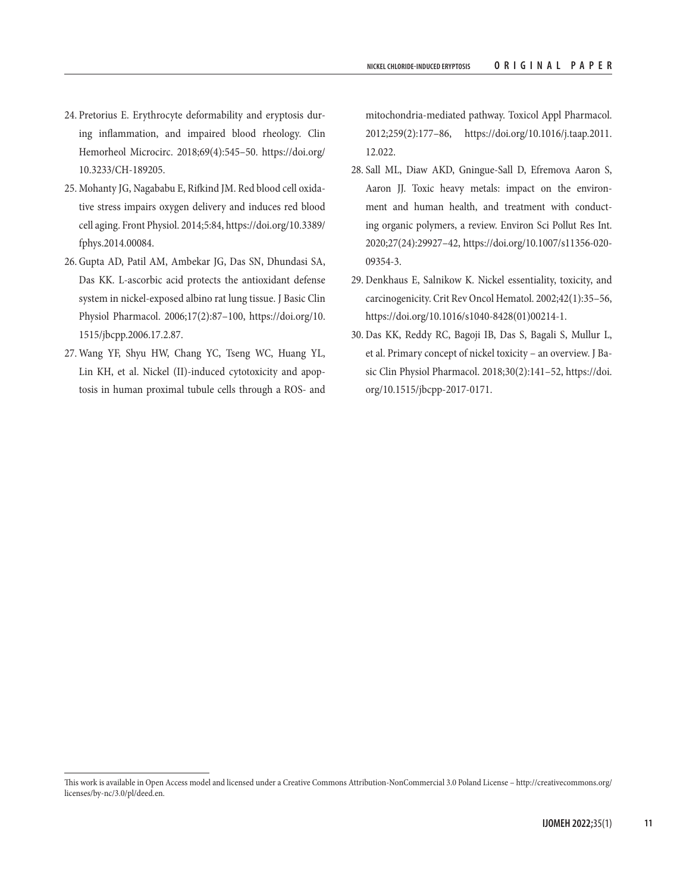24. Pretorius E. Erythrocyte deformability and eryptosis during inflammation, and impaired blood rheology. Clin Hemorheol Microcirc. 2018;69(4):545–50. https://doi.org/10.3233/CH-189205.
25. Mohanty JG, Nagababu E, Rifkind JM. Red blood cell oxidative stress impairs oxygen delivery and induces red blood cell aging. Front Physiol. 2014;5:84, https://doi.org/10.3389/fphys.2014.00084.
26. Gupta AD, Patil AM, Ambekar JG, Das SN, Dhundasi SA, Das KK. L-ascorbic acid protects the antioxidant defense system in nickel-exposed albino rat lung tissue. J Basic Clin Physiol Pharmacol. 2006;17(2):87–100, https://doi.org/10.1515/jbcpp.2006.17.2.87.
27. Wang YF, Shyu HW, Chang YC, Tseng WC, Huang YL, Lin KH, et al. Nickel (II)-induced cytotoxicity and apoptosis in human proximal tubule cells through a ROS- and mitochondria-mediated pathway. Toxicol Appl Pharmacol. 2012;259(2):177–86, https://doi.org/10.1016/j.taap.2011.12.022.
28. Sall ML, Diaw AKD, Gningue-Sall D, Efremova Aaron S, Aaron JJ. Toxic heavy metals: impact on the environment and human health, and treatment with conducting organic polymers, a review. Environ Sci Pollut Res Int. 2020;27(24):29927–42, https://doi.org/10.1007/s11356-020-09354-3.
29. Denkhaus E, Salnikow K. Nickel essentiality, toxicity, and carcinogenicity. Crit Rev Oncol Hematol. 2002;42(1):35–56, https://doi.org/10.1016/s1040-8428(01)00214-1.
30. Das KK, Reddy RC, Bagoji IB, Das S, Bagali S, Mullur L, et al. Primary concept of nickel toxicity – an overview. J Basic Clin Physiol Pharmacol. 2018;30(2):141–52, https://doi.org/10.1515/jbcpp-2017-0171.

This work is available in Open Access model and licensed under a Creative Commons Attribution-NonCommercial 3.0 Poland License – http://creativecommons.org/licenses/by-nc/3.0/pl/deed.en.